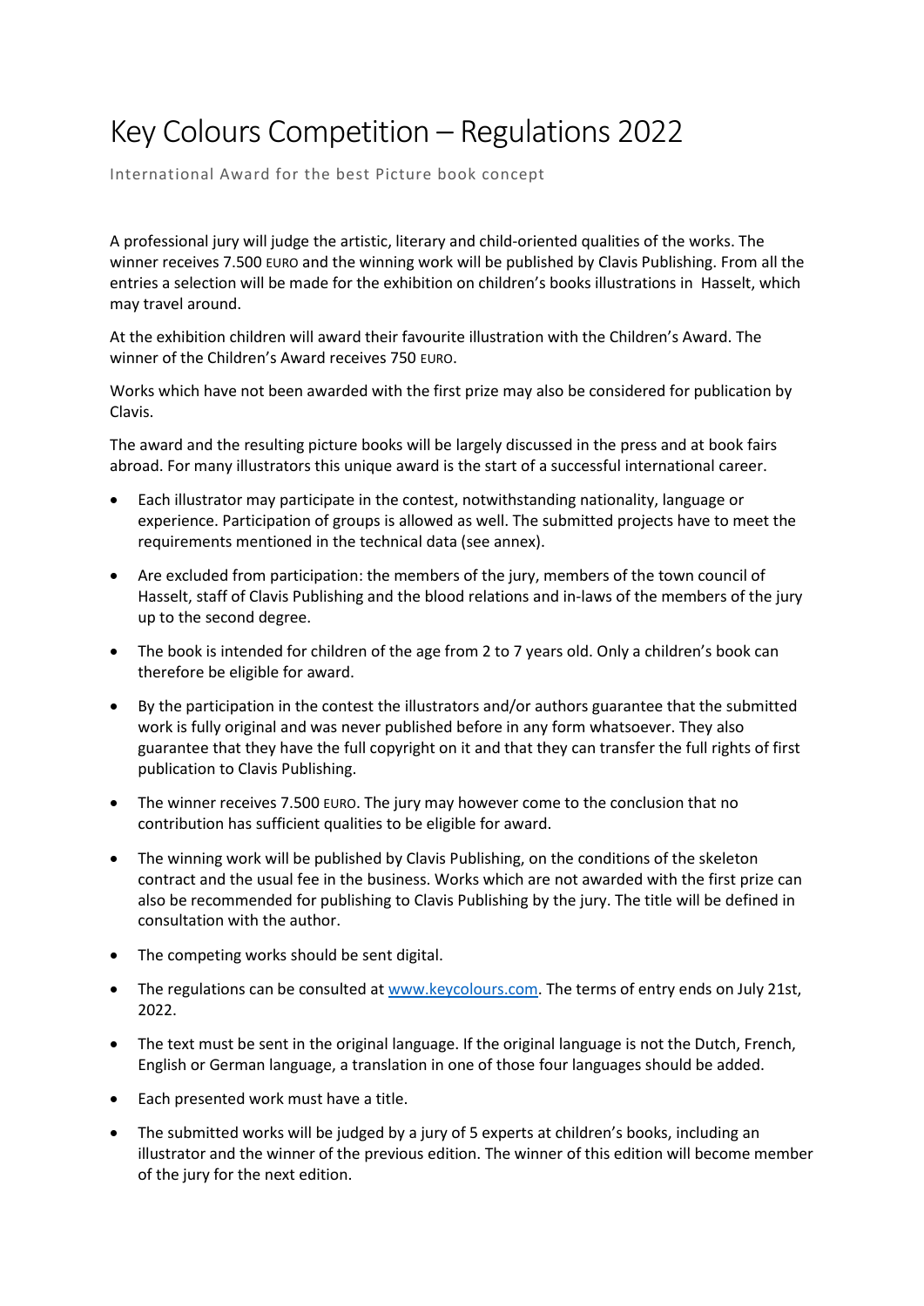# Key Colours Competition – Regulations 2022

International Award for the best Picture book concept

A professional jury will judge the artistic, literary and child-oriented qualities of the works. The winner receives 7.500 EURO and the winning work will be published by Clavis Publishing. From all the entries a selection will be made for the exhibition on children's books illustrations in Hasselt, which may travel around.

At the exhibition children will award their favourite illustration with the Children's Award. The winner of the Children's Award receives 750 EURO.

Works which have not been awarded with the first prize may also be considered for publication by Clavis.

The award and the resulting picture books will be largely discussed in the press and at book fairs abroad. For many illustrators this unique award is the start of a successful international career.

- Each illustrator may participate in the contest, notwithstanding nationality, language or experience. Participation of groups is allowed as well. The submitted projects have to meet the requirements mentioned in the technical data (see annex).
- Are excluded from participation: the members of the jury, members of the town council of Hasselt, staff of Clavis Publishing and the blood relations and in-laws of the members of the jury up to the second degree.
- The book is intended for children of the age from 2 to 7 years old. Only a children's book can therefore be eligible for award.
- By the participation in the contest the illustrators and/or authors guarantee that the submitted work is fully original and was never published before in any form whatsoever. They also guarantee that they have the full copyright on it and that they can transfer the full rights of first publication to Clavis Publishing.
- The winner receives 7.500 EURO. The jury may however come to the conclusion that no contribution has sufficient qualities to be eligible for award.
- The winning work will be published by Clavis Publishing, on the conditions of the skeleton contract and the usual fee in the business. Works which are not awarded with the first prize can also be recommended for publishing to Clavis Publishing by the jury. The title will be defined in consultation with the author.
- The competing works should be sent digital.
- The regulations can be consulted at [www.keycolours.com](http://www.keycolours.com). The terms of entry ends on July 21st, 2022.
- The text must be sent in the original language. If the original language is not the Dutch, French, English or German language, a translation in one of those four languages should be added.
- Each presented work must have a title.
- The submitted works will be judged by a jury of 5 experts at children's books, including an illustrator and the winner of the previous edition. The winner of this edition will become member of the jury for the next edition.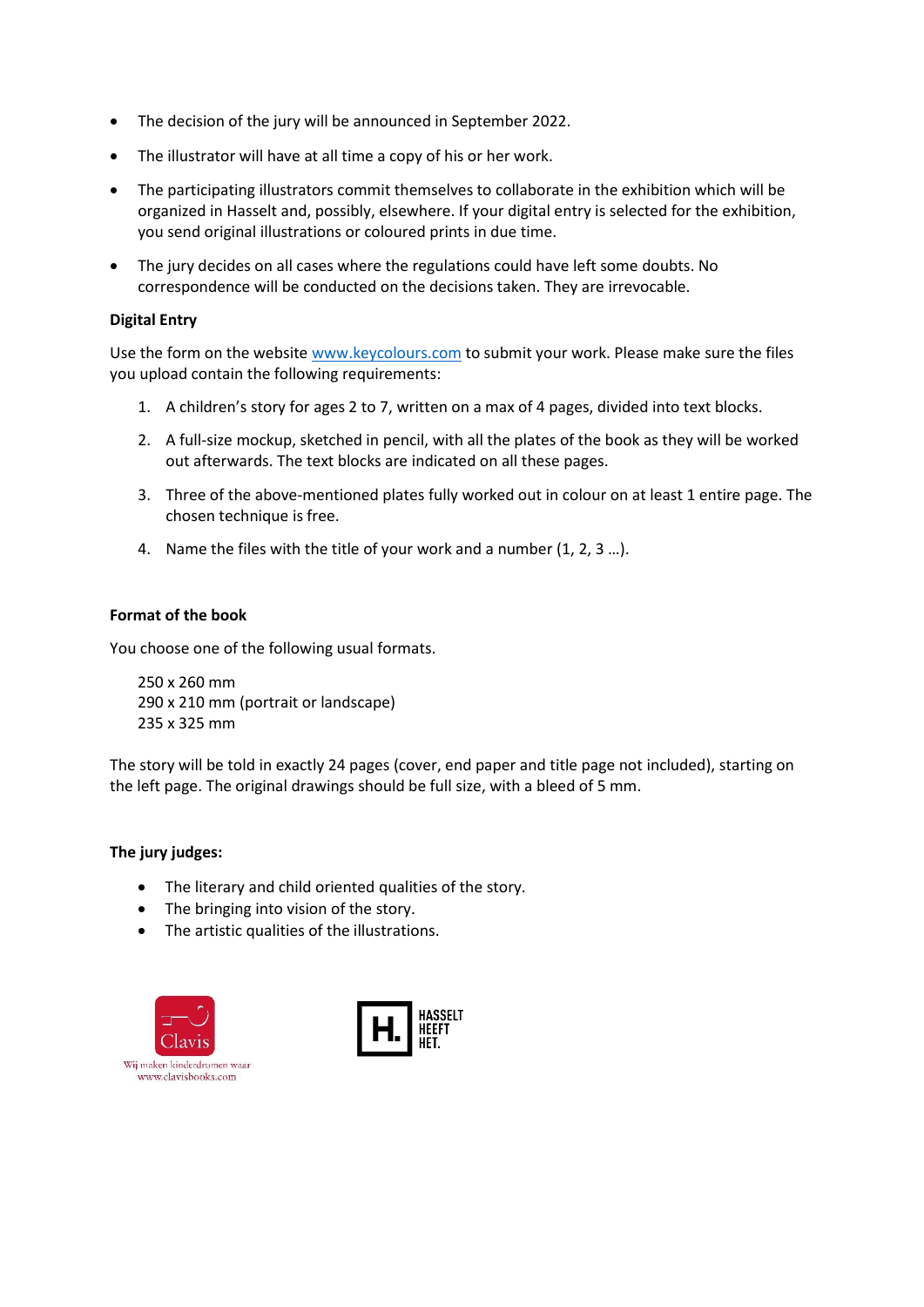- The decision of the jury will be announced in September 2022.
- The illustrator will have at all time a copy of his or her work.
- The participating illustrators commit themselves to collaborate in the exhibition which will be organized in Hasselt and, possibly, elsewhere. If your digital entry is selected for the exhibition, you send original illustrations or coloured prints in due time.
- The jury decides on all cases where the regulations could have left some doubts. No correspondence will be conducted on the decisions taken. They are irrevocable.

**Digital Entry**

Use the form on the website www.keycolours.com to submit your work. Please make sure the files you upload contain the following requirements:

1. A children's story for ages 2 to 7, written on a max of 4 pages, divided into text blocks.
2. A full-size mockup, sketched in pencil, with all the plates of the book as they will be worked out afterwards. The text blocks are indicated on all these pages.
3. Three of the above-mentioned plates fully worked out in colour on at least 1 entire page. The chosen technique is free.
4. Name the files with the title of your work and a number (1, 2, 3 …).

**Format of the book**

You choose one of the following usual formats.

250 x 260 mm
290 x 210 mm (portrait or landscape)
235 x 325 mm

The story will be told in exactly 24 pages (cover, end paper and title page not included), starting on the left page. The original drawings should be full size, with a bleed of 5 mm.

**The jury judges:**

- The literary and child oriented qualities of the story.
- The bringing into vision of the story.
- The artistic qualities of the illustrations.

Clavis
Wij maken kinderdromen waar
www.clavisbooks.com

H. HASSELT HEEFT HET.